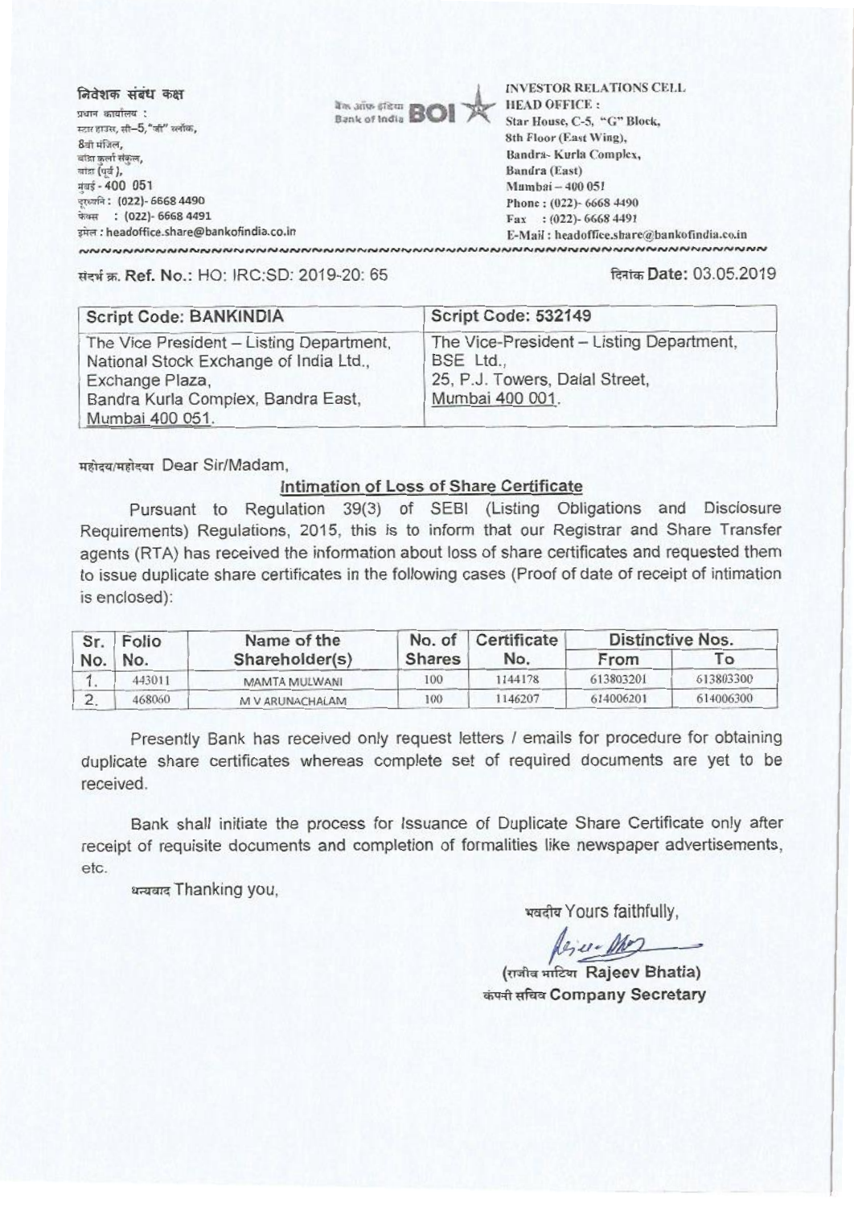निवेशक संबंध कक्ष
प्रधान कार्यालय :
स्टार हाउस, सी–5, "जी" ब्लॉक,
8वी मंजिल,
बांद्रा कुर्ला संकुल,
बांद्रा (पूर्व),
मुंबई - 400 051
दूरध्वनि : (022)- 6668 4490
फेक्स : (022)- 6668 4491
इमेल : headoffice.share@bankofindia.co.in

बैंक ऑफ इंडिया Bank of India BOI

INVESTOR RELATIONS CELL
HEAD OFFICE :
Star House, C-5, "G" Block,
8th Floor (East Wing),
Bandra- Kurla Complex,
Bandra (East)
Mumbai – 400 051
Phone : (022)- 6668 4490
Fax : (022)- 6668 4491
E-Mail : headoffice.share@bankofindia.co.in

संदर्भ क्र. **Ref. No.**: HO: IRC:SD: 2019-20: 65

दिनांक **Date:** 03.05.2019

| Script Code: BANKINDIA | Script Code: 532149 |
|---|---|
| The Vice President – Listing Department, National Stock Exchange of India Ltd., Exchange Plaza, Bandra Kurla Complex, Bandra East, Mumbai 400 051. | The Vice-President – Listing Department, BSE Ltd., 25, P.J. Towers, Dalal Street, Mumbai 400 001. |

महोदय/महोदया Dear Sir/Madam,

**Intimation of Loss of Share Certificate**

Pursuant to Regulation 39(3) of SEBI (Listing Obligations and Disclosure Requirements) Regulations, 2015, this is to inform that our Registrar and Share Transfer agents (RTA) has received the information about loss of share certificates and requested them to issue duplicate share certificates in the following cases (Proof of date of receipt of intimation is enclosed):

| Sr. No. | Folio No. | Name of the Shareholder(s) | No. of Shares | Certificate No. | Distinctive Nos. | |
|---|---|---|---|---|---|---|
| | | | | | From | To |
| 1. | 443011 | MAMTA MULWANI | 100 | 1144178 | 613803201 | 613803300 |
| 2. | 468060 | M V ARUNACHALAM | 100 | 1146207 | 614006201 | 614006300 |

Presently Bank has received only request letters / emails for procedure for obtaining duplicate share certificates whereas complete set of required documents are yet to be received.

Bank shall initiate the process for Issuance of Duplicate Share Certificate only after receipt of requisite documents and completion of formalities like newspaper advertisements, etc.

धन्यवाद Thanking you,

भवदीय Yours faithfully,

(राजीव भाटिया **Rajeev Bhatia**)
कंपनी सचिव **Company Secretary**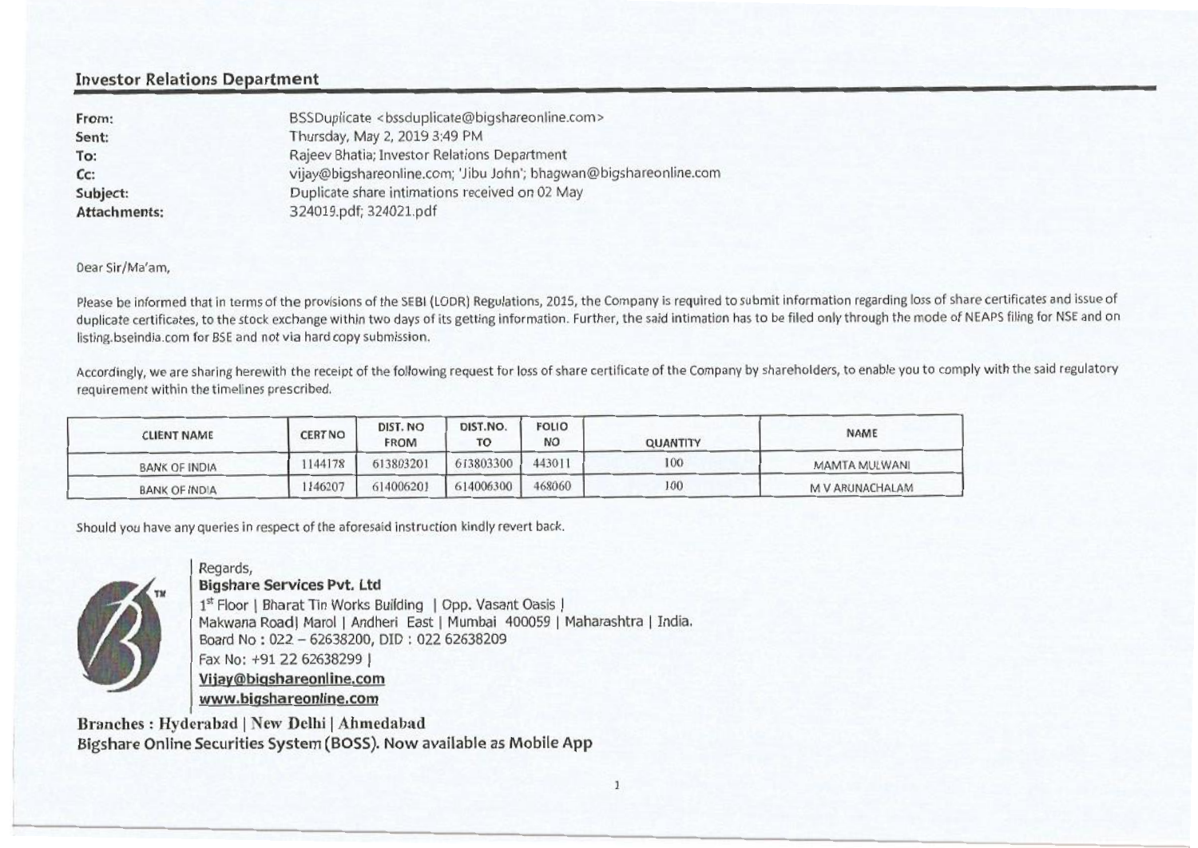## Investor Relations Department

**From:** BSSDuplicate <bssduplicate@bigshareonline.com>
**Sent:** Thursday, May 2, 2019 3:49 PM
**To:** Rajeev Bhatia; Investor Relations Department
**Cc:** vijay@bigshareonline.com; 'Jibu John'; bhagwan@bigshareonline.com
**Subject:** Duplicate share intimations received on 02 May
**Attachments:** 324019.pdf; 324021.pdf

Dear Sir/Ma'am,

Please be informed that in terms of the provisions of the SEBI (LODR) Regulations, 2015, the Company is required to submit information regarding loss of share certificates and issue of duplicate certificates, to the stock exchange within two days of its getting information. Further, the said intimation has to be filed only through the mode of NEAPS filing for NSE and on listing.bseindia.com for BSE and not via hard copy submission.

Accordingly, we are sharing herewith the receipt of the following request for loss of share certificate of the Company by shareholders, to enable you to comply with the said regulatory requirement within the timelines prescribed.

| CLIENT NAME | CERT NO | DIST. NO FROM | DIST.NO. TO | FOLIO NO | QUANTITY | NAME |
|---|---|---|---|---|---|---|
| BANK OF INDIA | 1144178 | 613803201 | 613803300 | 443011 | 100 | MAMTA MULWANI |
| BANK OF INDIA | 1146207 | 614006201 | 614006300 | 468060 | 100 | M V ARUNACHALAM |

Should you have any queries in respect of the aforesaid instruction kindly revert back.

Regards,
**Bigshare Services Pvt. Ltd**
1st Floor | Bharat Tin Works Building | Opp. Vasant Oasis |
Makwana Road| Marol | Andheri East | Mumbai 400059 | Maharashtra | India.
Board No : 022 – 62638200, DID : 022 62638209
Fax No: +91 22 62638299 |
**Vijay@bigshareonline.com**
**www.bigshareonline.com**

**Branches : Hyderabad | New Delhi | Ahmedabad**
**Bigshare Online Securities System (BOSS). Now available as Mobile App**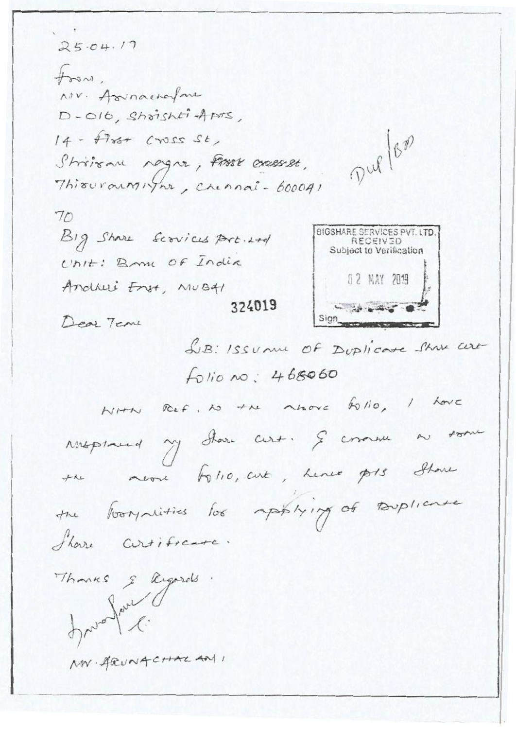25.04.19

From,
Mr. Arunachalam
D-016, Shrishti Apts,
14 - First Cross St,
Shriram nagar, ~~First cross st,~~
Thiruvanmiyur, Chennai - 600041

Dup/BD

To
Big Share Services Pvt. Ltd
Unit: Bank of India
Andheri East, Mumbai

BIGSHARE SERVICES PVT. LTD.
RECEIVED
Subject to Verification
02 MAY 2019
Sign

324019

Dear Team

Sub: Issuance of Duplicate Share Cert
Folio no: 468060

With ref. to the above folio, I have misplaced my share cert. & cannot to trace the above folio, cert, hence pls share the formalities for applying of Duplicate Share Certificate.

Thanks & Regards.

Arunachalam

Mr. ARUNACHALAM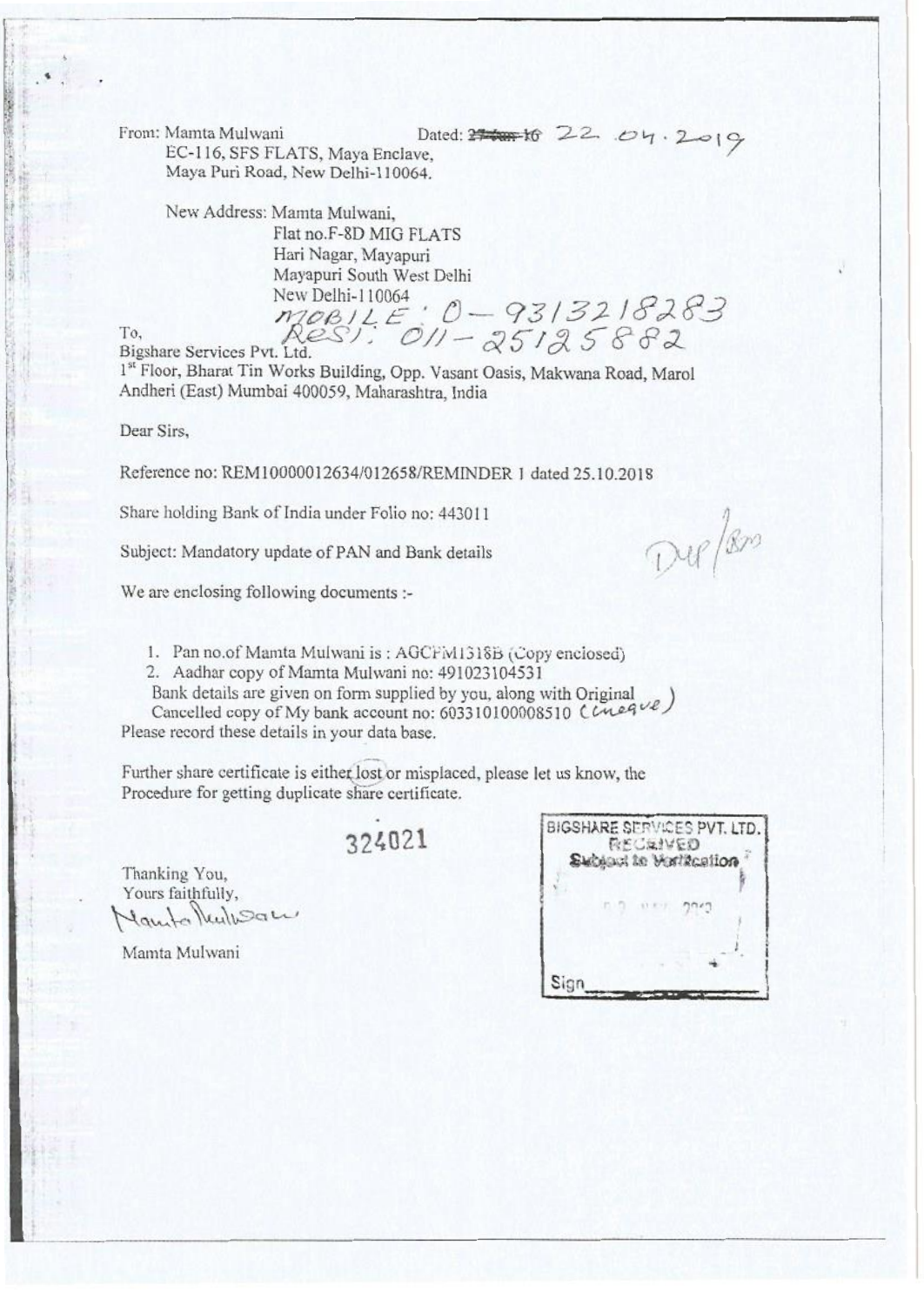From: Mamta Mulwani
EC-116, SFS FLATS, Maya Enclave,
Maya Puri Road, New Delhi-110064.

Dated: ~~27-Jan-16~~ 22.04.2019

New Address: Mamta Mulwani,
Flat no.F-8D MIG FLATS
Hari Nagar, Mayapuri
Mayapuri South West Delhi
New Delhi-110064
MOBILE: 0-9313218283
RESI: 011-25125882

To,
Bigshare Services Pvt. Ltd.
1st Floor, Bharat Tin Works Building, Opp. Vasant Oasis, Makwana Road, Marol
Andheri (East) Mumbai 400059, Maharashtra, India

Dear Sirs,

Reference no: REM10000012634/012658/REMINDER 1 dated 25.10.2018

Share holding Bank of India under Folio no: 443011

Subject: Mandatory update of PAN and Bank details

Dup/BM

We are enclosing following documents :-

1. Pan no.of Mamta Mulwani is : AGCFM1318B (Copy enclosed)
2. Aadhar copy of Mamta Mulwani no: 491023104531

Bank details are given on form supplied by you, along with Original
Cancelled copy of My bank account no: 603310100008510 (cheque)

Please record these details in your data base.

Further share certificate is either lost or misplaced, please let us know, the Procedure for getting duplicate share certificate.

324021

BIGSHARE SERVICES PVT. LTD.
RECEIVED
Subject to Verification
Sign

Thanking You,
Yours faithfully,
Mamta Mulwani

Mamta Mulwani